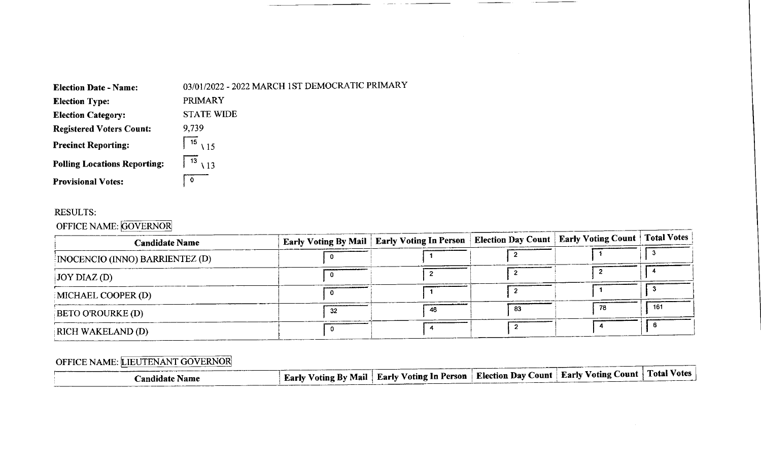| **Election Date - Name:** | 03/01/2022 - 2022 MARCH 1ST DEMOCRATIC PRIMARY |
|---|---|
| **Election Type:** | PRIMARY |
| **Election Category:** | STATE WIDE |
| **Registered Voters Count:** | 9,739 |
| **Precinct Reporting:** | 15 \ 15 |
| **Polling Locations Reporting:** | 13 \ 13 |
| **Provisional Votes:** | 0 |

RESULTS:

OFFICE NAME: GOVERNOR

| Candidate Name | Early Voting By Mail | Early Voting In Person | Election Day Count | Early Voting Count | Total Votes |
|---|---|---|---|---|---|
| INOCENCIO (INNO) BARRIENTEZ (D) | 0 | 1 | 2 | 1 | 3 |
| JOY DIAZ (D) | 0 | 2 | 2 | 2 | 4 |
| MICHAEL COOPER (D) | 0 | 1 | 2 | 1 | 3 |
| BETO O'ROURKE (D) | 32 | 46 | 83 | 78 | 161 |
| RICH WAKELAND (D) | 0 | 4 | 2 | 4 | 6 |

OFFICE NAME: LIEUTENANT GOVERNOR

| Candidate Name | Early Voting By Mail | Early Voting In Person | Election Day Count | Early Voting Count | Total Votes |
|---|---|---|---|---|---|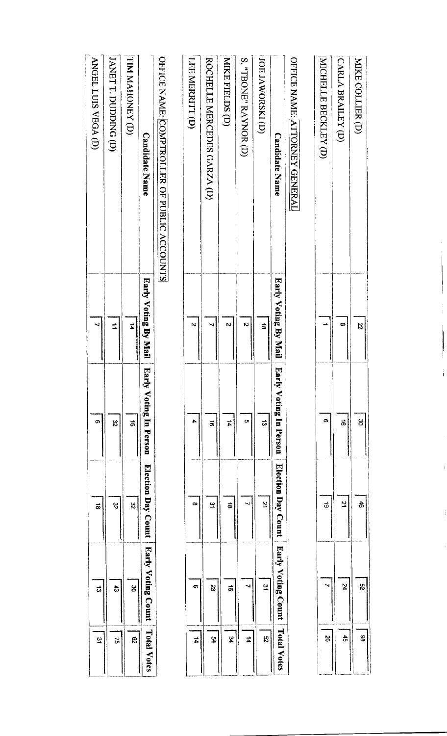| Candidate Name | Early Voting By Mail | Early Voting In Person | Election Day Count | Early Voting Count | Total Votes |
|---|---|---|---|---|---|
| MIKE COLLIER (D) | 22 | 30 | 46 | 52 | 98 |
| CARLA BRAILEY (D) | 8 | 16 | 21 | 24 | 45 |
| MICHELLE BECKLEY (D) | 1 | 6 | 19 | 7 | 26 |

OFFICE NAME: ATTORNEY GENERAL

| Candidate Name | Early Voting By Mail | Early Voting In Person | Election Day Count | Early Voting Count | Total Votes |
|---|---|---|---|---|---|
| JOE JAWORSKI (D) | 18 | 13 | 21 | 31 | 52 |
| S. "TBONE" RAYNOR (D) | 2 | 5 | 7 | 7 | 14 |
| MIKE FIELDS (D) | 2 | 14 | 18 | 16 | 34 |
| ROCHELLE MERCEDES GARZA (D) | 7 | 16 | 31 | 23 | 54 |
| LEE MERRITT (D) | 2 | 4 | 8 | 6 | 14 |

OFFICE NAME: COMPTROLLER OF PUBLIC ACCOUNTS

| Candidate Name | Early Voting By Mail | Early Voting In Person | Election Day Count | Early Voting Count | Total Votes |
|---|---|---|---|---|---|
| TIM MAHONEY (D) | 14 | 16 | 32 | 30 | 62 |
| JANET T. DUDDING (D) | 11 | 32 | 32 | 43 | 75 |
| ANGEL LUIS VEGA (D) | 7 | 6 | 18 | 13 | 31 |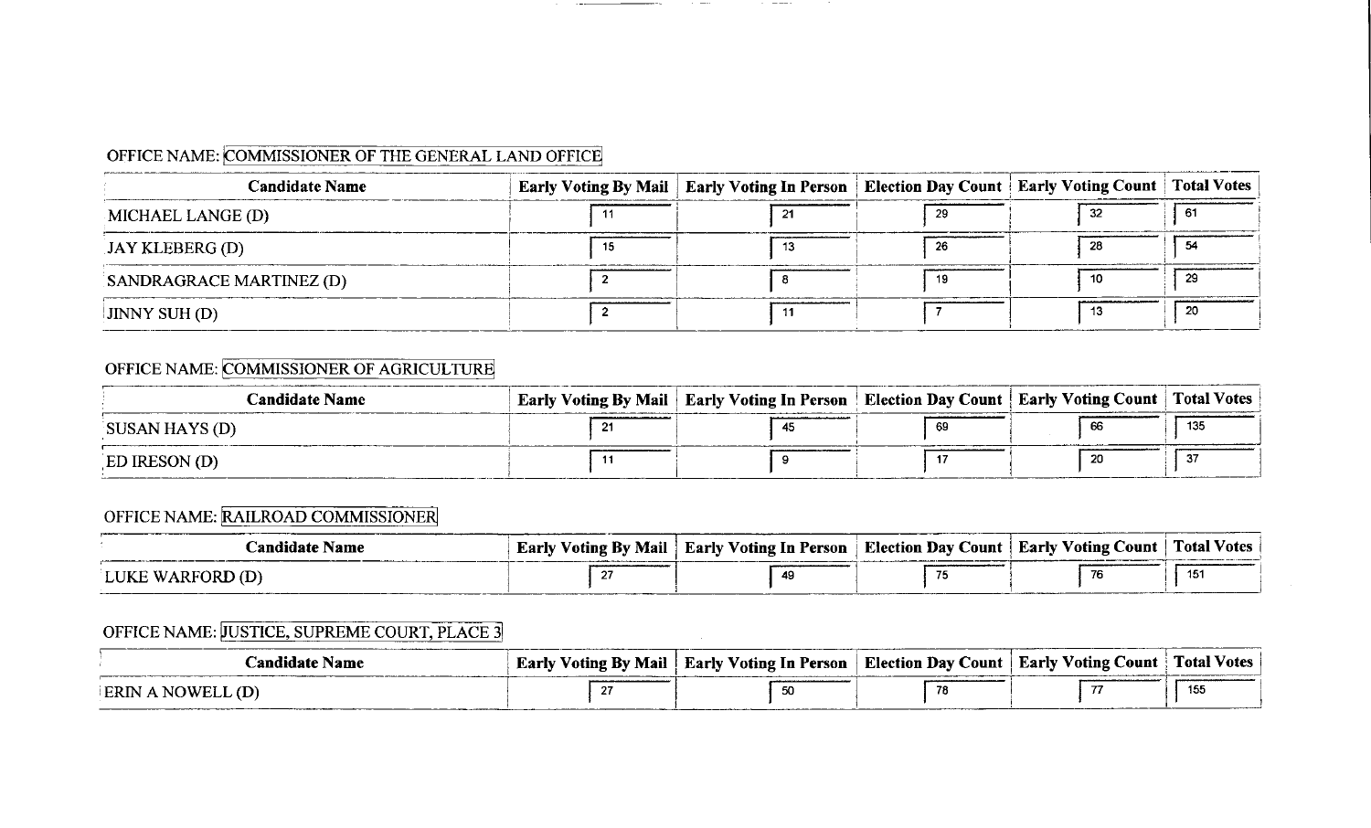OFFICE NAME: COMMISSIONER OF THE GENERAL LAND OFFICE

| Candidate Name | Early Voting By Mail | Early Voting In Person | Election Day Count | Early Voting Count | Total Votes |
|---|---|---|---|---|---|
| MICHAEL LANGE (D) | 11 | 21 | 29 | 32 | 61 |
| JAY KLEBERG (D) | 15 | 13 | 26 | 28 | 54 |
| SANDRAGRACE MARTINEZ (D) | 2 | 8 | 19 | 10 | 29 |
| JINNY SUH (D) | 2 | 11 | 7 | 13 | 20 |

OFFICE NAME: COMMISSIONER OF AGRICULTURE

| Candidate Name | Early Voting By Mail | Early Voting In Person | Election Day Count | Early Voting Count | Total Votes |
|---|---|---|---|---|---|
| SUSAN HAYS (D) | 21 | 45 | 69 | 66 | 135 |
| ED IRESON (D) | 11 | 9 | 17 | 20 | 37 |

OFFICE NAME: RAILROAD COMMISSIONER

| Candidate Name | Early Voting By Mail | Early Voting In Person | Election Day Count | Early Voting Count | Total Votes |
|---|---|---|---|---|---|
| LUKE WARFORD (D) | 27 | 49 | 75 | 76 | 151 |

OFFICE NAME: JUSTICE, SUPREME COURT, PLACE 3

| Candidate Name | Early Voting By Mail | Early Voting In Person | Election Day Count | Early Voting Count | Total Votes |
|---|---|---|---|---|---|
| ERIN A NOWELL (D) | 27 | 50 | 78 | 77 | 155 |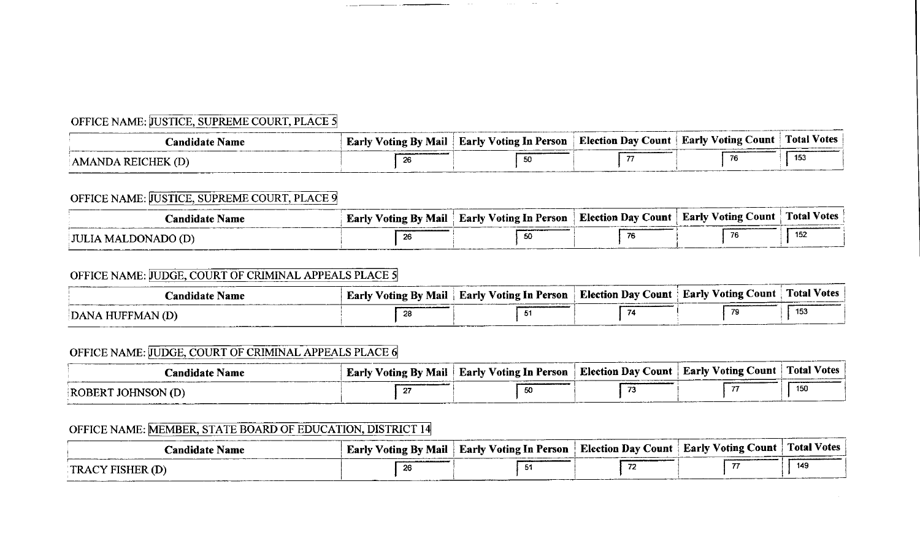OFFICE NAME: JUSTICE, SUPREME COURT, PLACE 5

| Candidate Name | Early Voting By Mail | Early Voting In Person | Election Day Count | Early Voting Count | Total Votes |
|---|---|---|---|---|---|
| AMANDA REICHEK (D) | 26 | 50 | 77 | 76 | 153 |

OFFICE NAME: JUSTICE, SUPREME COURT, PLACE 9

| Candidate Name | Early Voting By Mail | Early Voting In Person | Election Day Count | Early Voting Count | Total Votes |
|---|---|---|---|---|---|
| JULIA MALDONADO (D) | 26 | 50 | 76 | 76 | 152 |

OFFICE NAME: JUDGE, COURT OF CRIMINAL APPEALS PLACE 5

| Candidate Name | Early Voting By Mail | Early Voting In Person | Election Day Count | Early Voting Count | Total Votes |
|---|---|---|---|---|---|
| DANA HUFFMAN (D) | 28 | 51 | 74 | 79 | 153 |

OFFICE NAME: JUDGE, COURT OF CRIMINAL APPEALS PLACE 6

| Candidate Name | Early Voting By Mail | Early Voting In Person | Election Day Count | Early Voting Count | Total Votes |
|---|---|---|---|---|---|
| ROBERT JOHNSON (D) | 27 | 50 | 73 | 77 | 150 |

OFFICE NAME: MEMBER, STATE BOARD OF EDUCATION, DISTRICT 14

| Candidate Name | Early Voting By Mail | Early Voting In Person | Election Day Count | Early Voting Count | Total Votes |
|---|---|---|---|---|---|
| TRACY FISHER (D) | 26 | 51 | 72 | 77 | 149 |